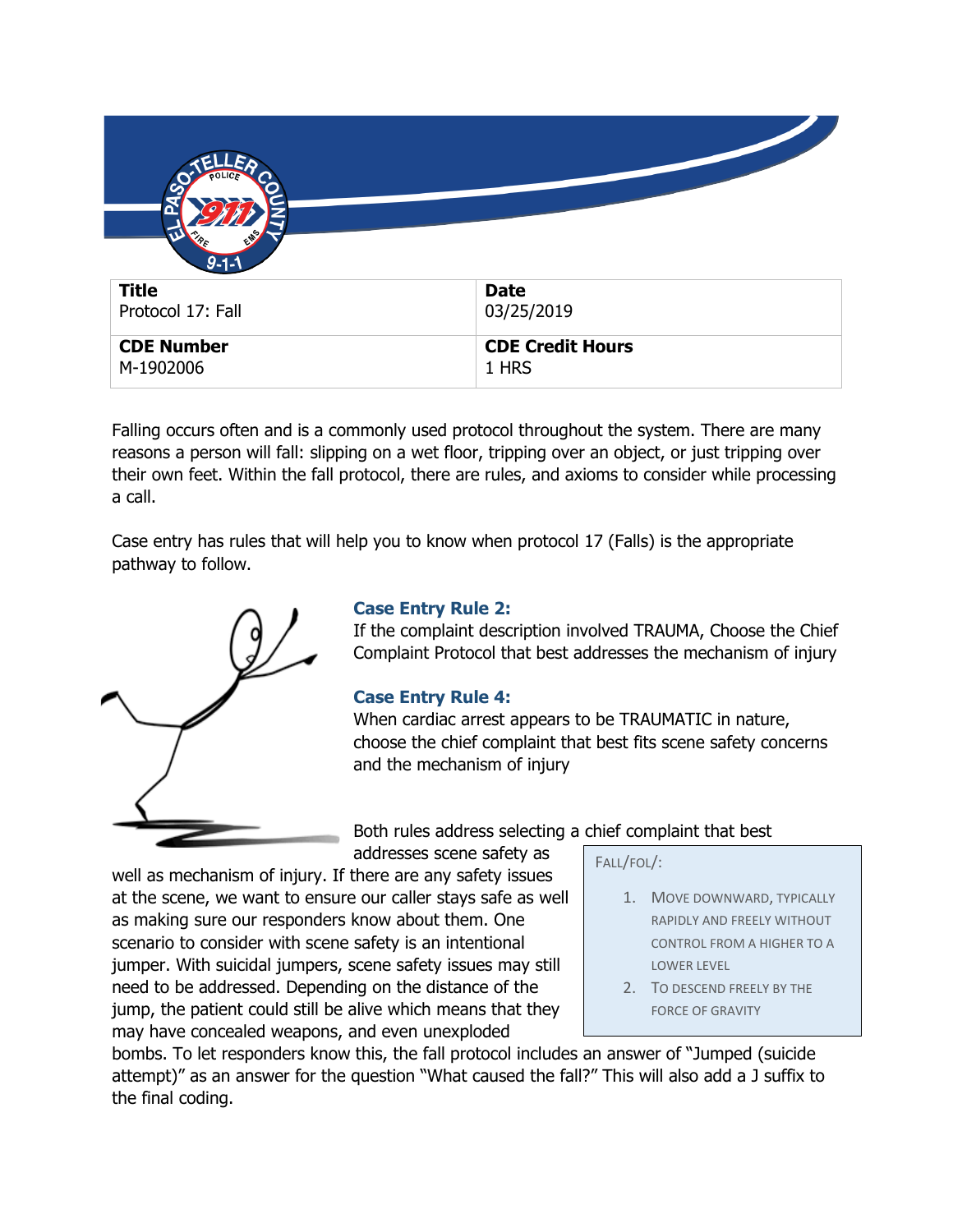| Title | Date |
| --- | --- |
| Protocol 17: Fall | 03/25/2019 |
| **CDE Number** | **CDE Credit Hours** |
| M-1902006 | 1 HRS |

Falling occurs often and is a commonly used protocol throughout the system. There are many reasons a person will fall: slipping on a wet floor, tripping over an object, or just tripping over their own feet. Within the fall protocol, there are rules, and axioms to consider while processing a call.

Case entry has rules that will help you to know when protocol 17 (Falls) is the appropriate pathway to follow.

### Case Entry Rule 2:

If the complaint description involved TRAUMA, Choose the Chief Complaint Protocol that best addresses the mechanism of injury

### Case Entry Rule 4:

When cardiac arrest appears to be TRAUMATIC in nature, choose the chief complaint that best fits scene safety concerns and the mechanism of injury

Both rules address selecting a chief complaint that best addresses scene safety as well as mechanism of injury. If there are any safety issues at the scene, we want to ensure our caller stays safe as well as making sure our responders know about them. One scenario to consider with scene safety is an intentional jumper. With suicidal jumpers, scene safety issues may still need to be addressed. Depending on the distance of the jump, the patient could still be alive which means that they may have concealed weapons, and even unexploded bombs. To let responders know this, the fall protocol includes an answer of "Jumped (suicide attempt)" as an answer for the question "What caused the fall?" This will also add a J suffix to the final coding.

> FALL/FOL/:
>
> 1. MOVE DOWNWARD, TYPICALLY RAPIDLY AND FREELY WITHOUT CONTROL FROM A HIGHER TO A LOWER LEVEL
> 2. TO DESCEND FREELY BY THE FORCE OF GRAVITY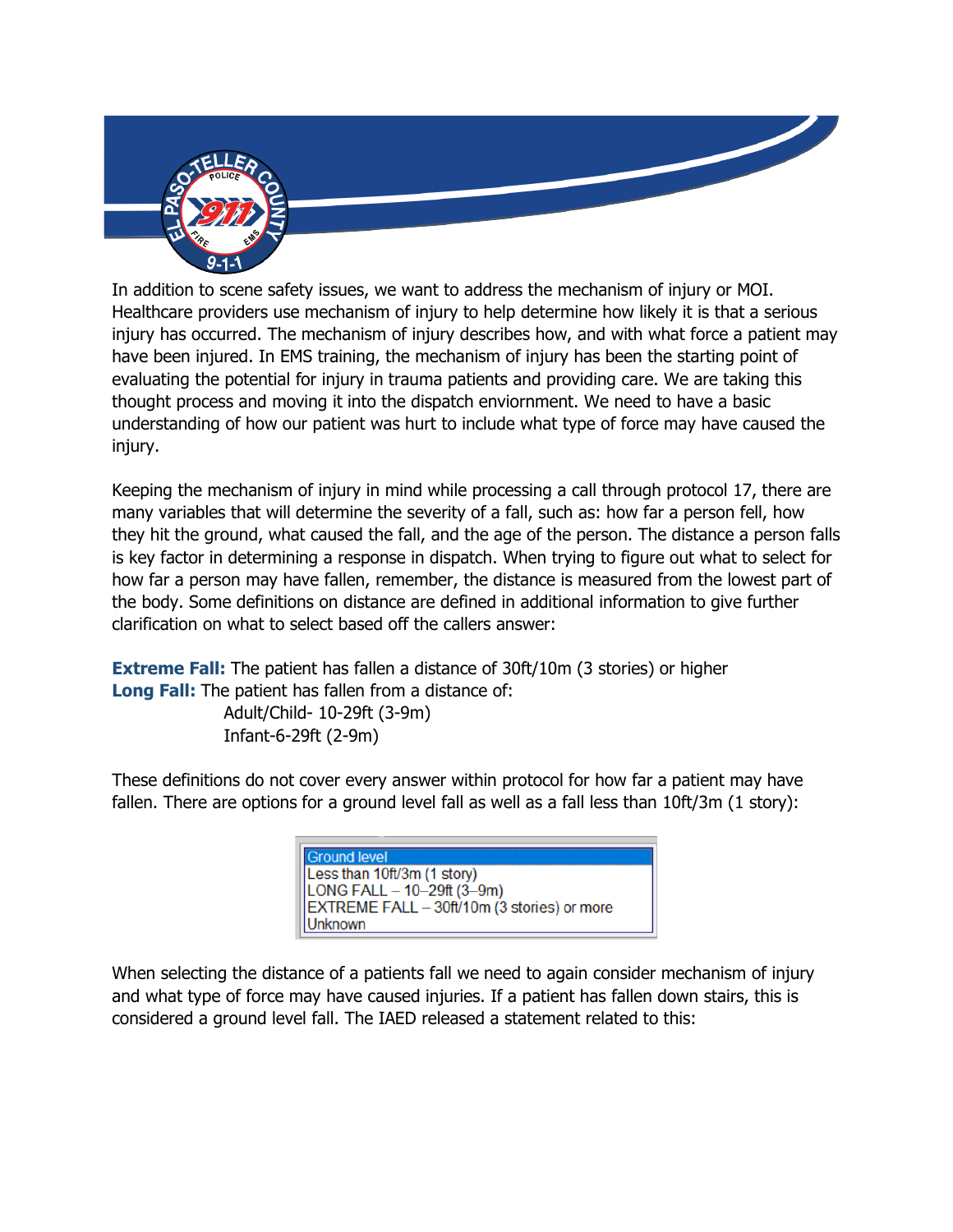In addition to scene safety issues, we want to address the mechanism of injury or MOI. Healthcare providers use mechanism of injury to help determine how likely it is that a serious injury has occurred. The mechanism of injury describes how, and with what force a patient may have been injured. In EMS training, the mechanism of injury has been the starting point of evaluating the potential for injury in trauma patients and providing care. We are taking this thought process and moving it into the dispatch enviornment. We need to have a basic understanding of how our patient was hurt to include what type of force may have caused the injury.

Keeping the mechanism of injury in mind while processing a call through protocol 17, there are many variables that will determine the severity of a fall, such as: how far a person fell, how they hit the ground, what caused the fall, and the age of the person. The distance a person falls is key factor in determining a response in dispatch. When trying to figure out what to select for how far a person may have fallen, remember, the distance is measured from the lowest part of the body. Some definitions on distance are defined in additional information to give further clarification on what to select based off the callers answer:

**Extreme Fall:** The patient has fallen a distance of 30ft/10m (3 stories) or higher
**Long Fall:** The patient has fallen from a distance of:
Adult/Child- 10-29ft (3-9m)
Infant-6-29ft (2-9m)

These definitions do not cover every answer within protocol for how far a patient may have fallen. There are options for a ground level fall as well as a fall less than 10ft/3m (1 story):

- Ground level
- Less than 10ft/3m (1 story)
- LONG FALL – 10–29ft (3–9m)
- EXTREME FALL – 30ft/10m (3 stories) or more
- Unknown

When selecting the distance of a patients fall we need to again consider mechanism of injury and what type of force may have caused injuries. If a patient has fallen down stairs, this is considered a ground level fall. The IAED released a statement related to this: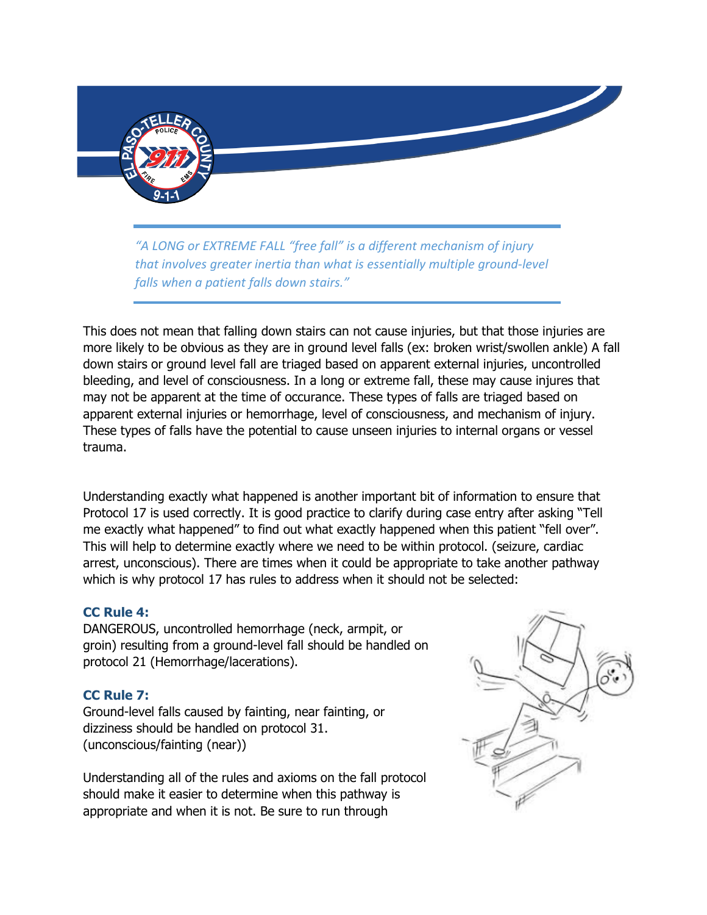*"A LONG or EXTREME FALL "free fall" is a different mechanism of injury that involves greater inertia than what is essentially multiple ground-level falls when a patient falls down stairs."*

This does not mean that falling down stairs can not cause injuries, but that those injuries are more likely to be obvious as they are in ground level falls (ex: broken wrist/swollen ankle) A fall down stairs or ground level fall are triaged based on apparent external injuries, uncontrolled bleeding, and level of consciousness. In a long or extreme fall, these may cause injures that may not be apparent at the time of occurance. These types of falls are triaged based on apparent external injuries or hemorrhage, level of consciousness, and mechanism of injury. These types of falls have the potential to cause unseen injuries to internal organs or vessel trauma.

Understanding exactly what happened is another important bit of information to ensure that Protocol 17 is used correctly. It is good practice to clarify during case entry after asking "Tell me exactly what happened" to find out what exactly happened when this patient "fell over". This will help to determine exactly where we need to be within protocol. (seizure, cardiac arrest, unconscious). There are times when it could be appropriate to take another pathway which is why protocol 17 has rules to address when it should not be selected:

### CC Rule 4:

DANGEROUS, uncontrolled hemorrhage (neck, armpit, or groin) resulting from a ground-level fall should be handled on protocol 21 (Hemorrhage/lacerations).

### CC Rule 7:

Ground-level falls caused by fainting, near fainting, or dizziness should be handled on protocol 31. (unconscious/fainting (near))

Understanding all of the rules and axioms on the fall protocol should make it easier to determine when this pathway is appropriate and when it is not. Be sure to run through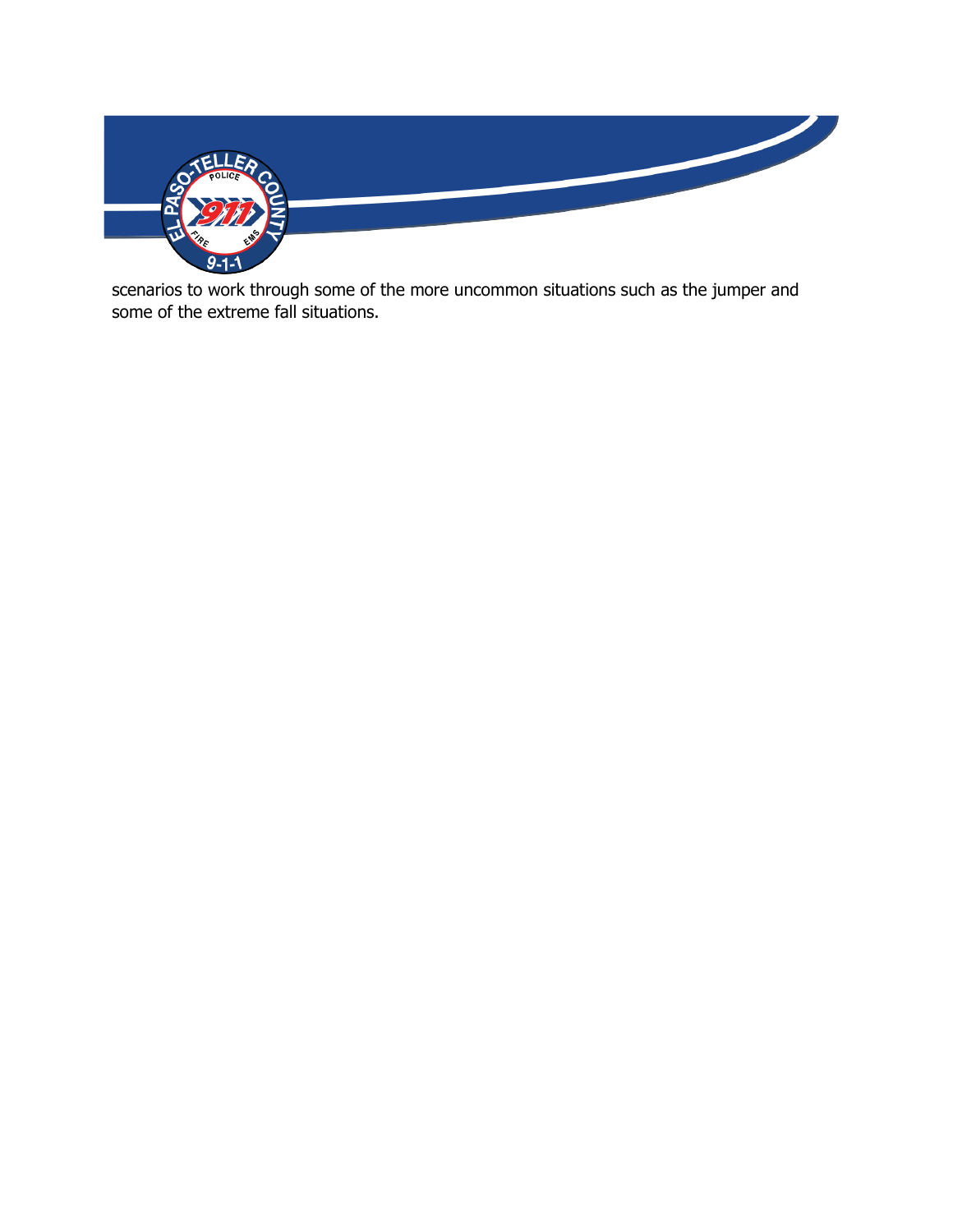scenarios to work through some of the more uncommon situations such as the jumper and some of the extreme fall situations.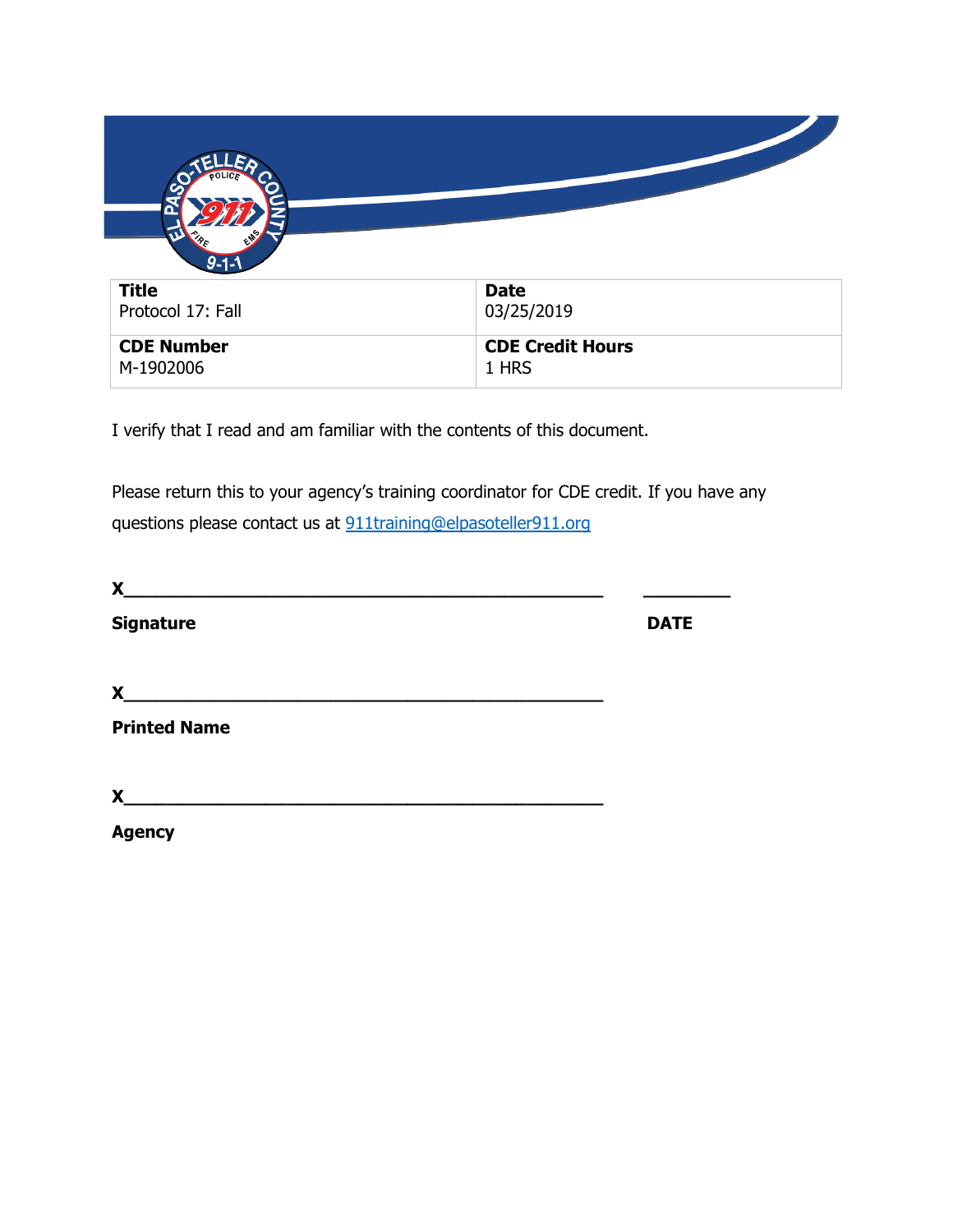| | |
|---|---|
| **Title**<br>Protocol 17: Fall | **Date**<br>03/25/2019 |
| **CDE Number**<br>M-1902006 | **CDE Credit Hours**<br>1 HRS |

I verify that I read and am familiar with the contents of this document.

Please return this to your agency's training coordinator for CDE credit. If you have any questions please contact us at 911training@elpasoteller911.org

**X**_________________________________________________ _________

**Signature** **DATE**

**X**_________________________________________________

**Printed Name**

**X**_________________________________________________

**Agency**